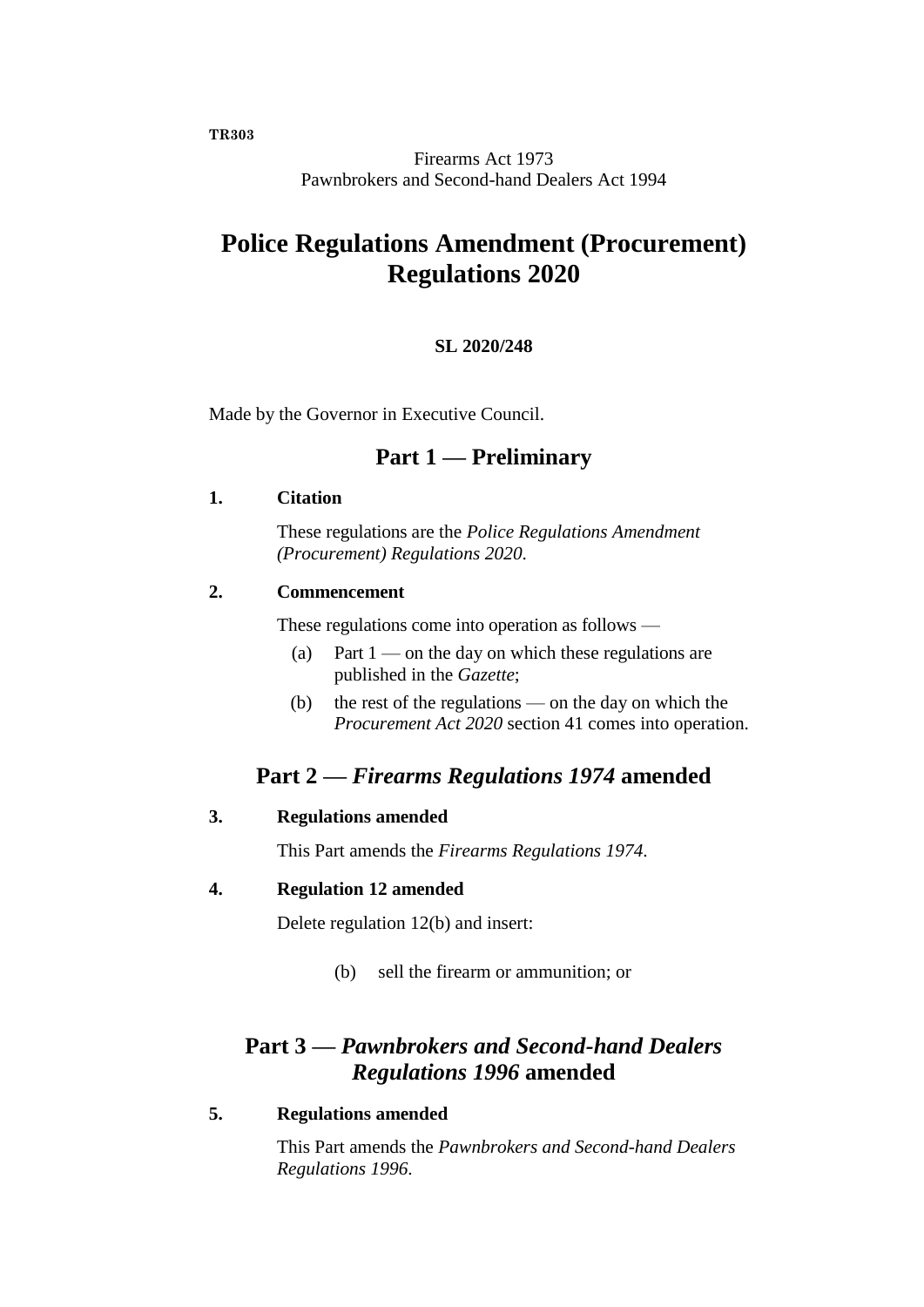**TR303**

Firearms Act 1973
Pawnbrokers and Second-hand Dealers Act 1994

# Police Regulations Amendment (Procurement) Regulations 2020

**SL 2020/248**

Made by the Governor in Executive Council.

## Part 1 — Preliminary

**1. Citation**

These regulations are the *Police Regulations Amendment (Procurement) Regulations 2020*.

**2. Commencement**

These regulations come into operation as follows —

(a) Part 1 — on the day on which these regulations are published in the *Gazette*;

(b) the rest of the regulations — on the day on which the *Procurement Act 2020* section 41 comes into operation.

## Part 2 — *Firearms Regulations 1974* amended

**3. Regulations amended**

This Part amends the *Firearms Regulations 1974*.

**4. Regulation 12 amended**

Delete regulation 12(b) and insert:

(b) sell the firearm or ammunition; or

## Part 3 — *Pawnbrokers and Second-hand Dealers Regulations 1996* amended

**5. Regulations amended**

This Part amends the *Pawnbrokers and Second-hand Dealers Regulations 1996*.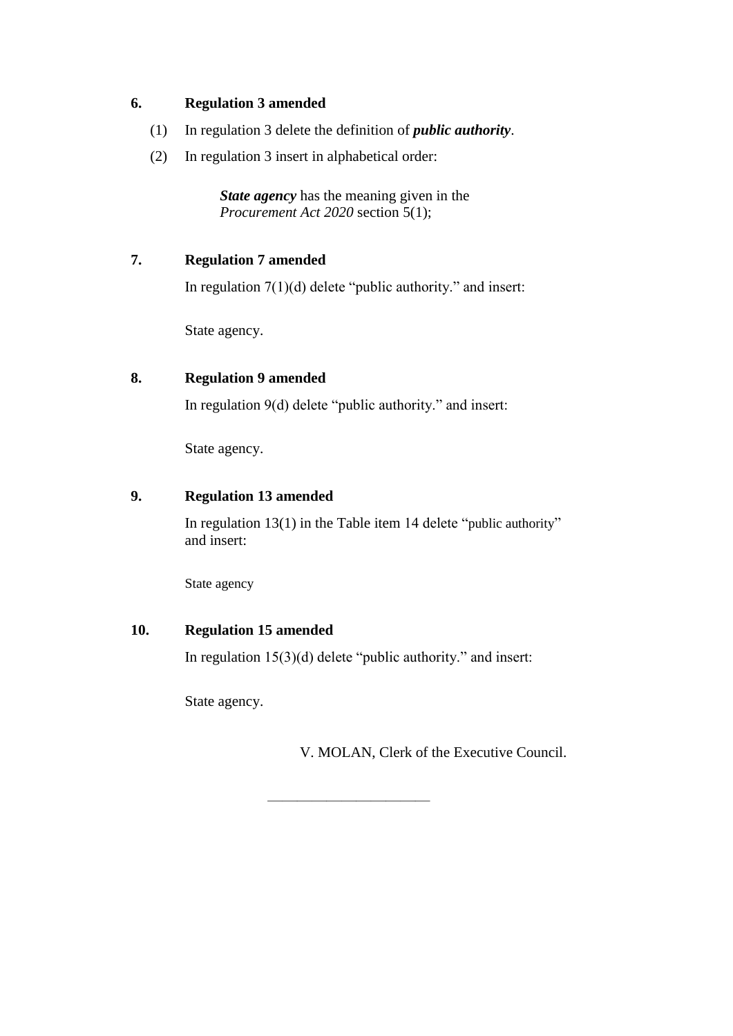### 6. Regulation 3 amended

(1) In regulation 3 delete the definition of ***public authority***.

(2) In regulation 3 insert in alphabetical order:

> ***State agency*** has the meaning given in the *Procurement Act 2020* section 5(1);

### 7. Regulation 7 amended

In regulation 7(1)(d) delete "public authority." and insert:

> State agency.

### 8. Regulation 9 amended

In regulation 9(d) delete "public authority." and insert:

> State agency.

### 9. Regulation 13 amended

In regulation 13(1) in the Table item 14 delete "public authority" and insert:

> State agency

### 10. Regulation 15 amended

In regulation 15(3)(d) delete "public authority." and insert:

> State agency.

V. MOLAN, Clerk of the Executive Council.

---